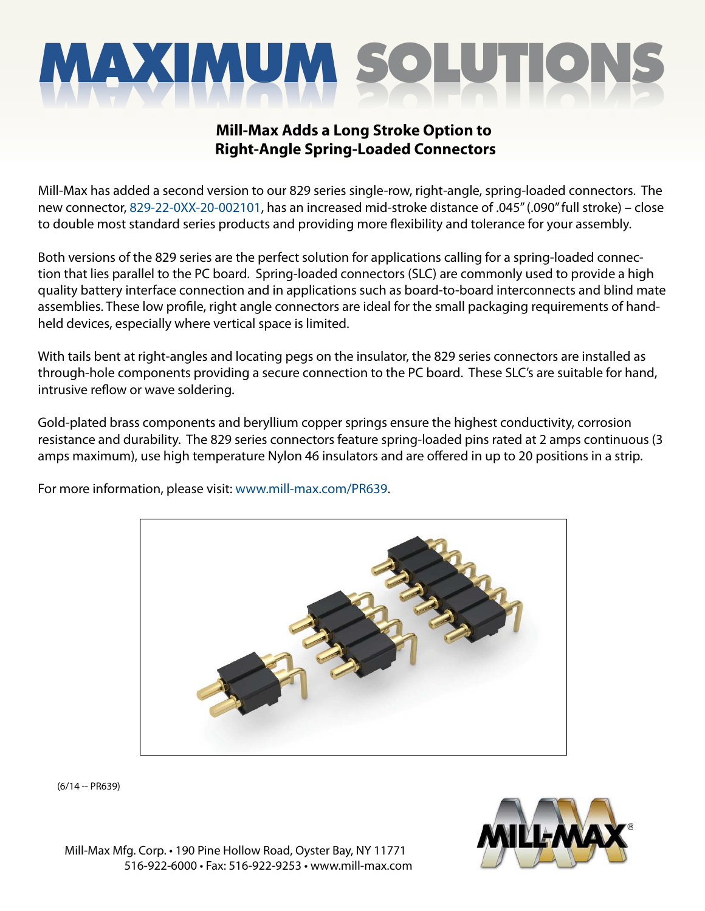# MAXIMUM SOLUTIONS

## Mill-Max Adds a Long Stroke Option to Right-Angle Spring-Loaded Connectors

Mill-Max has added a second version to our 829 series single-row, right-angle, spring-loaded connectors. The new connector, 829-22-0XX-20-002101, has an increased mid-stroke distance of .045" (.090" full stroke) – close to double most standard series products and providing more flexibility and tolerance for your assembly.

Both versions of the 829 series are the perfect solution for applications calling for a spring-loaded connection that lies parallel to the PC board. Spring-loaded connectors (SLC) are commonly used to provide a high quality battery interface connection and in applications such as board-to-board interconnects and blind mate assemblies. These low profile, right angle connectors are ideal for the small packaging requirements of hand-held devices, especially where vertical space is limited.

With tails bent at right-angles and locating pegs on the insulator, the 829 series connectors are installed as through-hole components providing a secure connection to the PC board. These SLC's are suitable for hand, intrusive reflow or wave soldering.

Gold-plated brass components and beryllium copper springs ensure the highest conductivity, corrosion resistance and durability. The 829 series connectors feature spring-loaded pins rated at 2 amps continuous (3 amps maximum), use high temperature Nylon 46 insulators and are offered in up to 20 positions in a strip.

For more information, please visit: www.mill-max.com/PR639.

(6/14 -- PR639)

Mill-Max Mfg. Corp. • 190 Pine Hollow Road, Oyster Bay, NY 11771
516-922-6000 • Fax: 516-922-9253 • www.mill-max.com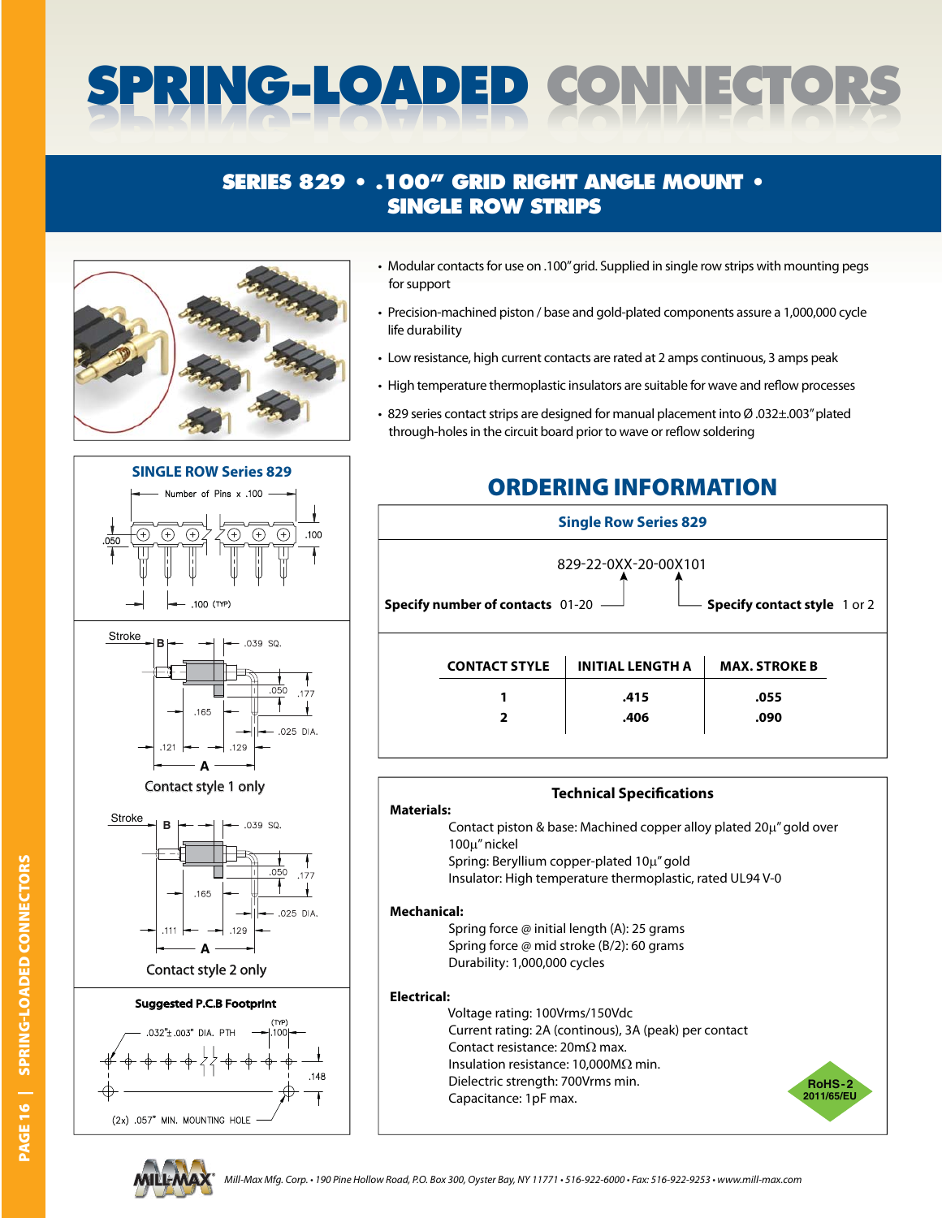# SPRING-LOADED CONNECTORS

## SERIES 829 • .100" GRID RIGHT ANGLE MOUNT • SINGLE ROW STRIPS

- Modular contacts for use on .100" grid. Supplied in single row strips with mounting pegs for support
- Precision-machined piston / base and gold-plated components assure a 1,000,000 cycle life durability
- Low resistance, high current contacts are rated at 2 amps continuous, 3 amps peak
- High temperature thermoplastic insulators are suitable for wave and reflow processes
- 829 series contact strips are designed for manual placement into Ø .032±.003" plated through-holes in the circuit board prior to wave or reflow soldering

### SINGLE ROW Series 829

Number of Pins x .100

.050

.100

.100 (TYP)

Stroke B .039 SQ. .050 .177 .165 .025 DIA. .121 .129 A

Contact style 1 only

Stroke B .039 SQ. .050 .177 .165 .025 DIA. .111 .129 A

Contact style 2 only

**Suggested P.C.B Footprint**

.032"±.003" DIA. PTH

(TYP) .100

.148

(2x) .057" MIN. MOUNTING HOLE

## ORDERING INFORMATION

### Single Row Series 829

829-22-0XX-20-00X101

**Specify number of contacts** 01-20

**Specify contact style** 1 or 2

| CONTACT STYLE | INITIAL LENGTH A | MAX. STROKE B |
|---|---|---|
| 1 | .415 | .055 |
| 2 | .406 | .090 |

### Technical Specifications

**Materials:**

Contact piston & base: Machined copper alloy plated 20μ" gold over 100μ" nickel
Spring: Beryllium copper-plated 10μ" gold
Insulator: High temperature thermoplastic, rated UL94 V-0

**Mechanical:**

Spring force @ initial length (A): 25 grams
Spring force @ mid stroke (B/2): 60 grams
Durability: 1,000,000 cycles

**Electrical:**

Voltage rating: 100Vrms/150Vdc
Current rating: 2A (continous), 3A (peak) per contact
Contact resistance: 20mΩ max.
Insulation resistance: 10,000MΩ min.
Dielectric strength: 700Vrms min.
Capacitance: 1pF max.

RoHS-2 2011/65/EU

Mill-Max Mfg. Corp. • 190 Pine Hollow Road, P.O. Box 300, Oyster Bay, NY 11771 • 516-922-6000 • Fax: 516-922-9253 • www.mill-max.com